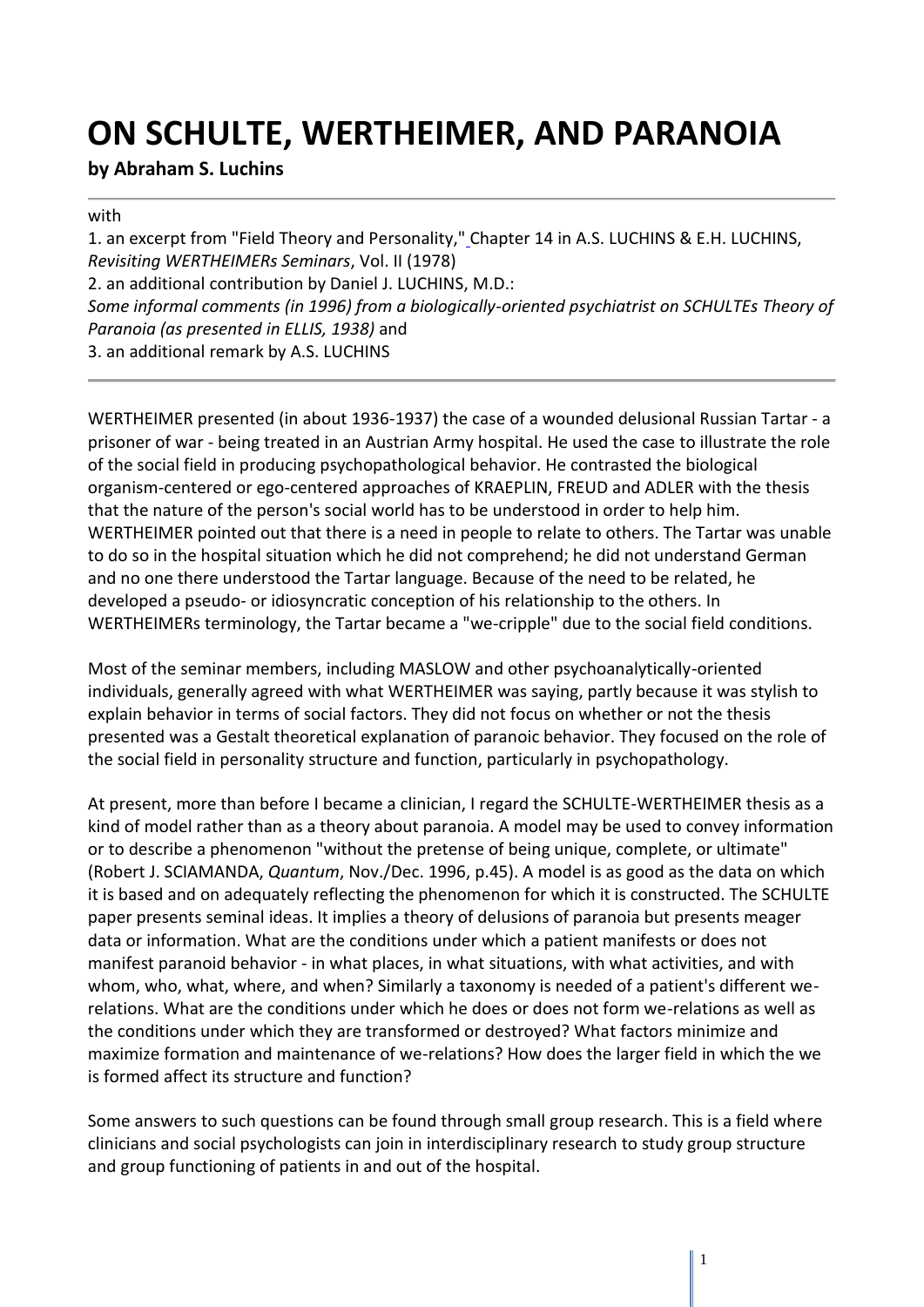# ON SCHULTE, WERTHEIMER, AND PARANOIA

**by Abraham S. Luchins**

---

with

1. an excerpt from "Field Theory and Personality," Chapter 14 in A.S. LUCHINS & E.H. LUCHINS, *Revisiting WERTHEIMERs Seminars*, Vol. II (1978)
2. an additional contribution by Daniel J. LUCHINS, M.D.: *Some informal comments (in 1996) from a biologically-oriented psychiatrist on SCHULTEs Theory of Paranoia (as presented in ELLIS, 1938)* and
3. an additional remark by A.S. LUCHINS

---

WERTHEIMER presented (in about 1936-1937) the case of a wounded delusional Russian Tartar - a prisoner of war - being treated in an Austrian Army hospital. He used the case to illustrate the role of the social field in producing psychopathological behavior. He contrasted the biological organism-centered or ego-centered approaches of KRAEPLIN, FREUD and ADLER with the thesis that the nature of the person's social world has to be understood in order to help him. WERTHEIMER pointed out that there is a need in people to relate to others. The Tartar was unable to do so in the hospital situation which he did not comprehend; he did not understand German and no one there understood the Tartar language. Because of the need to be related, he developed a pseudo- or idiosyncratic conception of his relationship to the others. In WERTHEIMERs terminology, the Tartar became a "we-cripple" due to the social field conditions.

Most of the seminar members, including MASLOW and other psychoanalytically-oriented individuals, generally agreed with what WERTHEIMER was saying, partly because it was stylish to explain behavior in terms of social factors. They did not focus on whether or not the thesis presented was a Gestalt theoretical explanation of paranoic behavior. They focused on the role of the social field in personality structure and function, particularly in psychopathology.

At present, more than before I became a clinician, I regard the SCHULTE-WERTHEIMER thesis as a kind of model rather than as a theory about paranoia. A model may be used to convey information or to describe a phenomenon "without the pretense of being unique, complete, or ultimate" (Robert J. SCIAMANDA, *Quantum*, Nov./Dec. 1996, p.45). A model is as good as the data on which it is based and on adequately reflecting the phenomenon for which it is constructed. The SCHULTE paper presents seminal ideas. It implies a theory of delusions of paranoia but presents meager data or information. What are the conditions under which a patient manifests or does not manifest paranoid behavior - in what places, in what situations, with what activities, and with whom, who, what, where, and when? Similarly a taxonomy is needed of a patient's different we-relations. What are the conditions under which he does or does not form we-relations as well as the conditions under which they are transformed or destroyed? What factors minimize and maximize formation and maintenance of we-relations? How does the larger field in which the we is formed affect its structure and function?

Some answers to such questions can be found through small group research. This is a field where clinicians and social psychologists can join in interdisciplinary research to study group structure and group functioning of patients in and out of the hospital.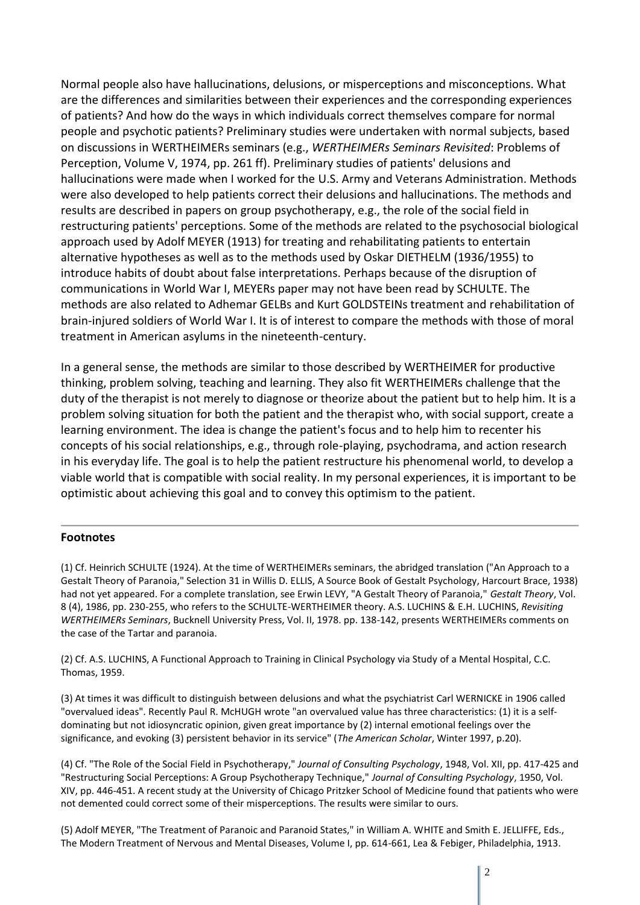Normal people also have hallucinations, delusions, or misperceptions and misconceptions. What are the differences and similarities between their experiences and the corresponding experiences of patients? And how do the ways in which individuals correct themselves compare for normal people and psychotic patients? Preliminary studies were undertaken with normal subjects, based on discussions in WERTHEIMERs seminars (e.g., *WERTHEIMERs Seminars Revisited*: Problems of Perception, Volume V, 1974, pp. 261 ff). Preliminary studies of patients' delusions and hallucinations were made when I worked for the U.S. Army and Veterans Administration. Methods were also developed to help patients correct their delusions and hallucinations. The methods and results are described in papers on group psychotherapy, e.g., the role of the social field in restructuring patients' perceptions. Some of the methods are related to the psychosocial biological approach used by Adolf MEYER (1913) for treating and rehabilitating patients to entertain alternative hypotheses as well as to the methods used by Oskar DIETHELM (1936/1955) to introduce habits of doubt about false interpretations. Perhaps because of the disruption of communications in World War I, MEYERs paper may not have been read by SCHULTE. The methods are also related to Adhemar GELBs and Kurt GOLDSTEINs treatment and rehabilitation of brain-injured soldiers of World War I. It is of interest to compare the methods with those of moral treatment in American asylums in the nineteenth-century.

In a general sense, the methods are similar to those described by WERTHEIMER for productive thinking, problem solving, teaching and learning. They also fit WERTHEIMERs challenge that the duty of the therapist is not merely to diagnose or theorize about the patient but to help him. It is a problem solving situation for both the patient and the therapist who, with social support, create a learning environment. The idea is change the patient's focus and to help him to recenter his concepts of his social relationships, e.g., through role-playing, psychodrama, and action research in his everyday life. The goal is to help the patient restructure his phenomenal world, to develop a viable world that is compatible with social reality. In my personal experiences, it is important to be optimistic about achieving this goal and to convey this optimism to the patient.

---

**Footnotes**

(1) Cf. Heinrich SCHULTE (1924). At the time of WERTHEIMERs seminars, the abridged translation ("An Approach to a Gestalt Theory of Paranoia," Selection 31 in Willis D. ELLIS, A Source Book of Gestalt Psychology, Harcourt Brace, 1938) had not yet appeared. For a complete translation, see Erwin LEVY, "A Gestalt Theory of Paranoia," *Gestalt Theory*, Vol. 8 (4), 1986, pp. 230-255, who refers to the SCHULTE-WERTHEIMER theory. A.S. LUCHINS & E.H. LUCHINS, *Revisiting WERTHEIMERs Seminars*, Bucknell University Press, Vol. II, 1978. pp. 138-142, presents WERTHEIMERs comments on the case of the Tartar and paranoia.

(2) Cf. A.S. LUCHINS, A Functional Approach to Training in Clinical Psychology via Study of a Mental Hospital, C.C. Thomas, 1959.

(3) At times it was difficult to distinguish between delusions and what the psychiatrist Carl WERNICKE in 1906 called "overvalued ideas". Recently Paul R. McHUGH wrote "an overvalued value has three characteristics: (1) it is a self-dominating but not idiosyncratic opinion, given great importance by (2) internal emotional feelings over the significance, and evoking (3) persistent behavior in its service" (*The American Scholar*, Winter 1997, p.20).

(4) Cf. "The Role of the Social Field in Psychotherapy," *Journal of Consulting Psychology*, 1948, Vol. XII, pp. 417-425 and "Restructuring Social Perceptions: A Group Psychotherapy Technique," *Journal of Consulting Psychology*, 1950, Vol. XIV, pp. 446-451. A recent study at the University of Chicago Pritzker School of Medicine found that patients who were not demented could correct some of their misperceptions. The results were similar to ours.

(5) Adolf MEYER, "The Treatment of Paranoic and Paranoid States," in William A. WHITE and Smith E. JELLIFFE, Eds., The Modern Treatment of Nervous and Mental Diseases, Volume I, pp. 614-661, Lea & Febiger, Philadelphia, 1913.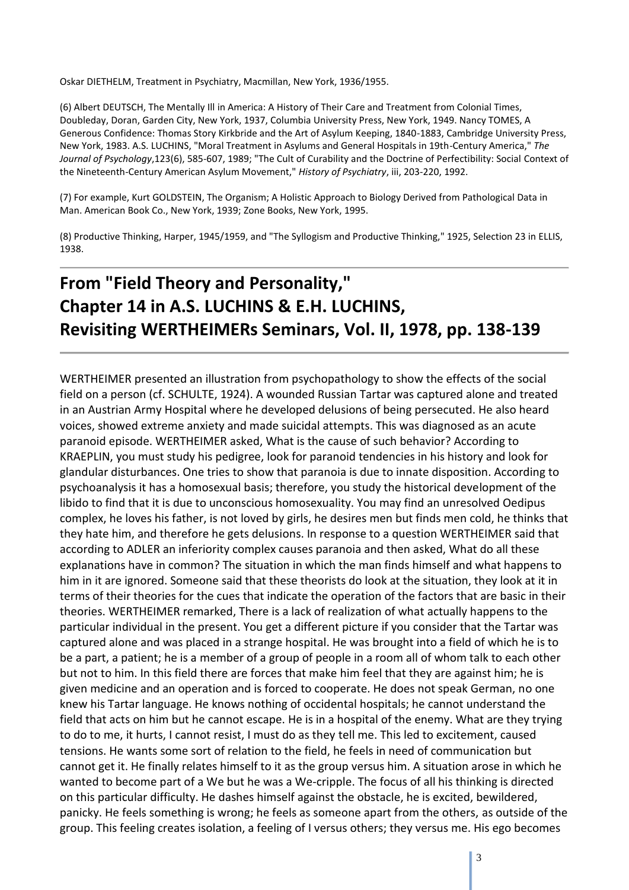Oskar DIETHELM, Treatment in Psychiatry, Macmillan, New York, 1936/1955.

(6) Albert DEUTSCH, The Mentally Ill in America: A History of Their Care and Treatment from Colonial Times, Doubleday, Doran, Garden City, New York, 1937, Columbia University Press, New York, 1949. Nancy TOMES, A Generous Confidence: Thomas Story Kirkbride and the Art of Asylum Keeping, 1840-1883, Cambridge University Press, New York, 1983. A.S. LUCHINS, "Moral Treatment in Asylums and General Hospitals in 19th-Century America," *The Journal of Psychology*,123(6), 585-607, 1989; "The Cult of Curability and the Doctrine of Perfectibility: Social Context of the Nineteenth-Century American Asylum Movement," *History of Psychiatry*, iii, 203-220, 1992.

(7) For example, Kurt GOLDSTEIN, The Organism; A Holistic Approach to Biology Derived from Pathological Data in Man. American Book Co., New York, 1939; Zone Books, New York, 1995.

(8) Productive Thinking, Harper, 1945/1959, and "The Syllogism and Productive Thinking," 1925, Selection 23 in ELLIS, 1938.

---

# From "Field Theory and Personality," Chapter 14 in A.S. LUCHINS & E.H. LUCHINS, Revisiting WERTHEIMERs Seminars, Vol. II, 1978, pp. 138-139

---

WERTHEIMER presented an illustration from psychopathology to show the effects of the social field on a person (cf. SCHULTE, 1924). A wounded Russian Tartar was captured alone and treated in an Austrian Army Hospital where he developed delusions of being persecuted. He also heard voices, showed extreme anxiety and made suicidal attempts. This was diagnosed as an acute paranoid episode. WERTHEIMER asked, What is the cause of such behavior? According to KRAEPLIN, you must study his pedigree, look for paranoid tendencies in his history and look for glandular disturbances. One tries to show that paranoia is due to innate disposition. According to psychoanalysis it has a homosexual basis; therefore, you study the historical development of the libido to find that it is due to unconscious homosexuality. You may find an unresolved Oedipus complex, he loves his father, is not loved by girls, he desires men but finds men cold, he thinks that they hate him, and therefore he gets delusions. In response to a question WERTHEIMER said that according to ADLER an inferiority complex causes paranoia and then asked, What do all these explanations have in common? The situation in which the man finds himself and what happens to him in it are ignored. Someone said that these theorists do look at the situation, they look at it in terms of their theories for the cues that indicate the operation of the factors that are basic in their theories. WERTHEIMER remarked, There is a lack of realization of what actually happens to the particular individual in the present. You get a different picture if you consider that the Tartar was captured alone and was placed in a strange hospital. He was brought into a field of which he is to be a part, a patient; he is a member of a group of people in a room all of whom talk to each other but not to him. In this field there are forces that make him feel that they are against him; he is given medicine and an operation and is forced to cooperate. He does not speak German, no one knew his Tartar language. He knows nothing of occidental hospitals; he cannot understand the field that acts on him but he cannot escape. He is in a hospital of the enemy. What are they trying to do to me, it hurts, I cannot resist, I must do as they tell me. This led to excitement, caused tensions. He wants some sort of relation to the field, he feels in need of communication but cannot get it. He finally relates himself to it as the group versus him. A situation arose in which he wanted to become part of a We but he was a We-cripple. The focus of all his thinking is directed on this particular difficulty. He dashes himself against the obstacle, he is excited, bewildered, panicky. He feels something is wrong; he feels as someone apart from the others, as outside of the group. This feeling creates isolation, a feeling of I versus others; they versus me. His ego becomes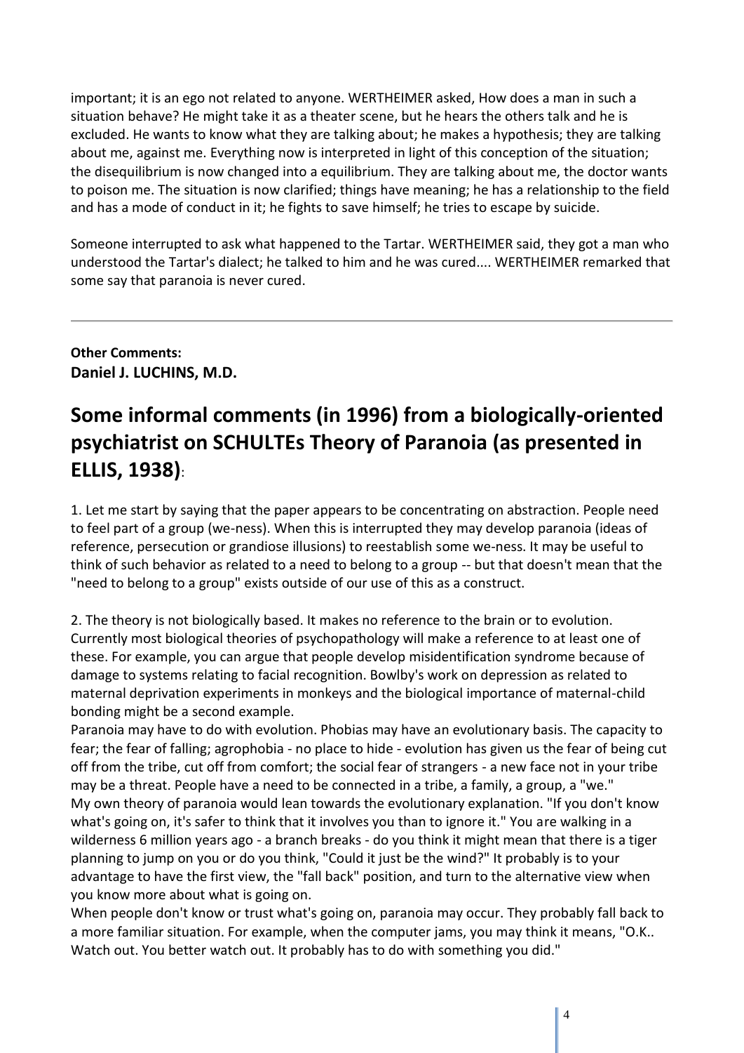important; it is an ego not related to anyone. WERTHEIMER asked, How does a man in such a situation behave? He might take it as a theater scene, but he hears the others talk and he is excluded. He wants to know what they are talking about; he makes a hypothesis; they are talking about me, against me. Everything now is interpreted in light of this conception of the situation; the disequilibrium is now changed into a equilibrium. They are talking about me, the doctor wants to poison me. The situation is now clarified; things have meaning; he has a relationship to the field and has a mode of conduct in it; he fights to save himself; he tries to escape by suicide.

Someone interrupted to ask what happened to the Tartar. WERTHEIMER said, they got a man who understood the Tartar's dialect; he talked to him and he was cured.... WERTHEIMER remarked that some say that paranoia is never cured.

---

**Other Comments:**
**Daniel J. LUCHINS, M.D.**

## Some informal comments (in 1996) from a biologically-oriented psychiatrist on SCHULTEs Theory of Paranoia (as presented in ELLIS, 1938):

1. Let me start by saying that the paper appears to be concentrating on abstraction. People need to feel part of a group (we-ness). When this is interrupted they may develop paranoia (ideas of reference, persecution or grandiose illusions) to reestablish some we-ness. It may be useful to think of such behavior as related to a need to belong to a group -- but that doesn't mean that the "need to belong to a group" exists outside of our use of this as a construct.

2. The theory is not biologically based. It makes no reference to the brain or to evolution. Currently most biological theories of psychopathology will make a reference to at least one of these. For example, you can argue that people develop misidentification syndrome because of damage to systems relating to facial recognition. Bowlby's work on depression as related to maternal deprivation experiments in monkeys and the biological importance of maternal-child bonding might be a second example.
Paranoia may have to do with evolution. Phobias may have an evolutionary basis. The capacity to fear; the fear of falling; agrophobia - no place to hide - evolution has given us the fear of being cut off from the tribe, cut off from comfort; the social fear of strangers - a new face not in your tribe may be a threat. People have a need to be connected in a tribe, a family, a group, a "we."
My own theory of paranoia would lean towards the evolutionary explanation. "If you don't know what's going on, it's safer to think that it involves you than to ignore it." You are walking in a wilderness 6 million years ago - a branch breaks - do you think it might mean that there is a tiger planning to jump on you or do you think, "Could it just be the wind?" It probably is to your advantage to have the first view, the "fall back" position, and turn to the alternative view when you know more about what is going on.
When people don't know or trust what's going on, paranoia may occur. They probably fall back to a more familiar situation. For example, when the computer jams, you may think it means, "O.K.. Watch out. You better watch out. It probably has to do with something you did."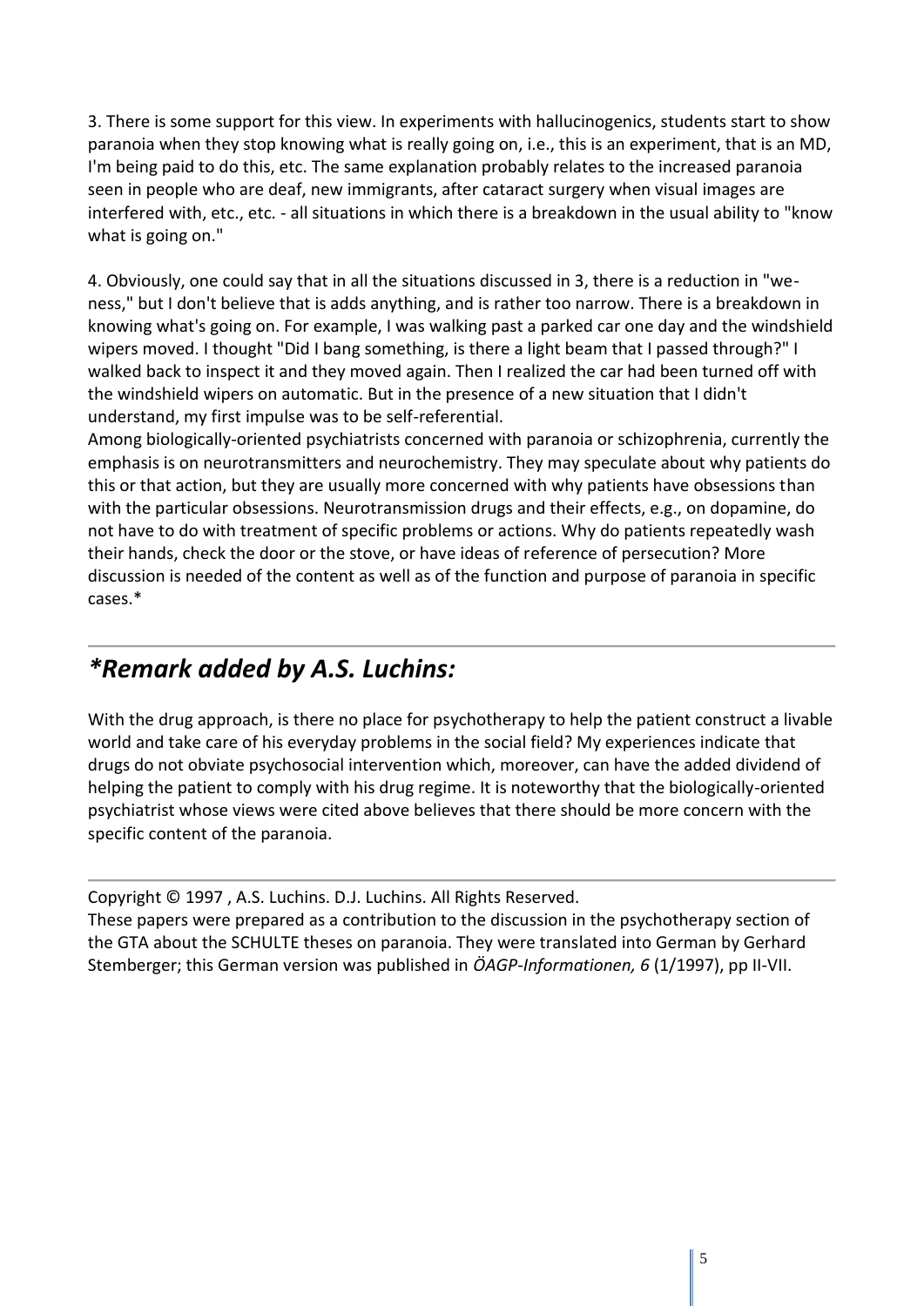3. There is some support for this view. In experiments with hallucinogenics, students start to show paranoia when they stop knowing what is really going on, i.e., this is an experiment, that is an MD, I'm being paid to do this, etc. The same explanation probably relates to the increased paranoia seen in people who are deaf, new immigrants, after cataract surgery when visual images are interfered with, etc., etc. - all situations in which there is a breakdown in the usual ability to "know what is going on."

4. Obviously, one could say that in all the situations discussed in 3, there is a reduction in "we-ness," but I don't believe that is adds anything, and is rather too narrow. There is a breakdown in knowing what's going on. For example, I was walking past a parked car one day and the windshield wipers moved. I thought "Did I bang something, is there a light beam that I passed through?" I walked back to inspect it and they moved again. Then I realized the car had been turned off with the windshield wipers on automatic. But in the presence of a new situation that I didn't understand, my first impulse was to be self-referential.
Among biologically-oriented psychiatrists concerned with paranoia or schizophrenia, currently the emphasis is on neurotransmitters and neurochemistry. They may speculate about why patients do this or that action, but they are usually more concerned with why patients have obsessions than with the particular obsessions. Neurotransmission drugs and their effects, e.g., on dopamine, do not have to do with treatment of specific problems or actions. Why do patients repeatedly wash their hands, check the door or the stove, or have ideas of reference of persecution? More discussion is needed of the content as well as of the function and purpose of paranoia in specific cases.*

---

## *\*Remark added by A.S. Luchins:*

With the drug approach, is there no place for psychotherapy to help the patient construct a livable world and take care of his everyday problems in the social field? My experiences indicate that drugs do not obviate psychosocial intervention which, moreover, can have the added dividend of helping the patient to comply with his drug regime. It is noteworthy that the biologically-oriented psychiatrist whose views were cited above believes that there should be more concern with the specific content of the paranoia.

---

Copyright © 1997 , A.S. Luchins. D.J. Luchins. All Rights Reserved.
These papers were prepared as a contribution to the discussion in the psychotherapy section of the GTA about the SCHULTE theses on paranoia. They were translated into German by Gerhard Stemberger; this German version was published in *ÖAGP-Informationen, 6* (1/1997), pp II-VII.